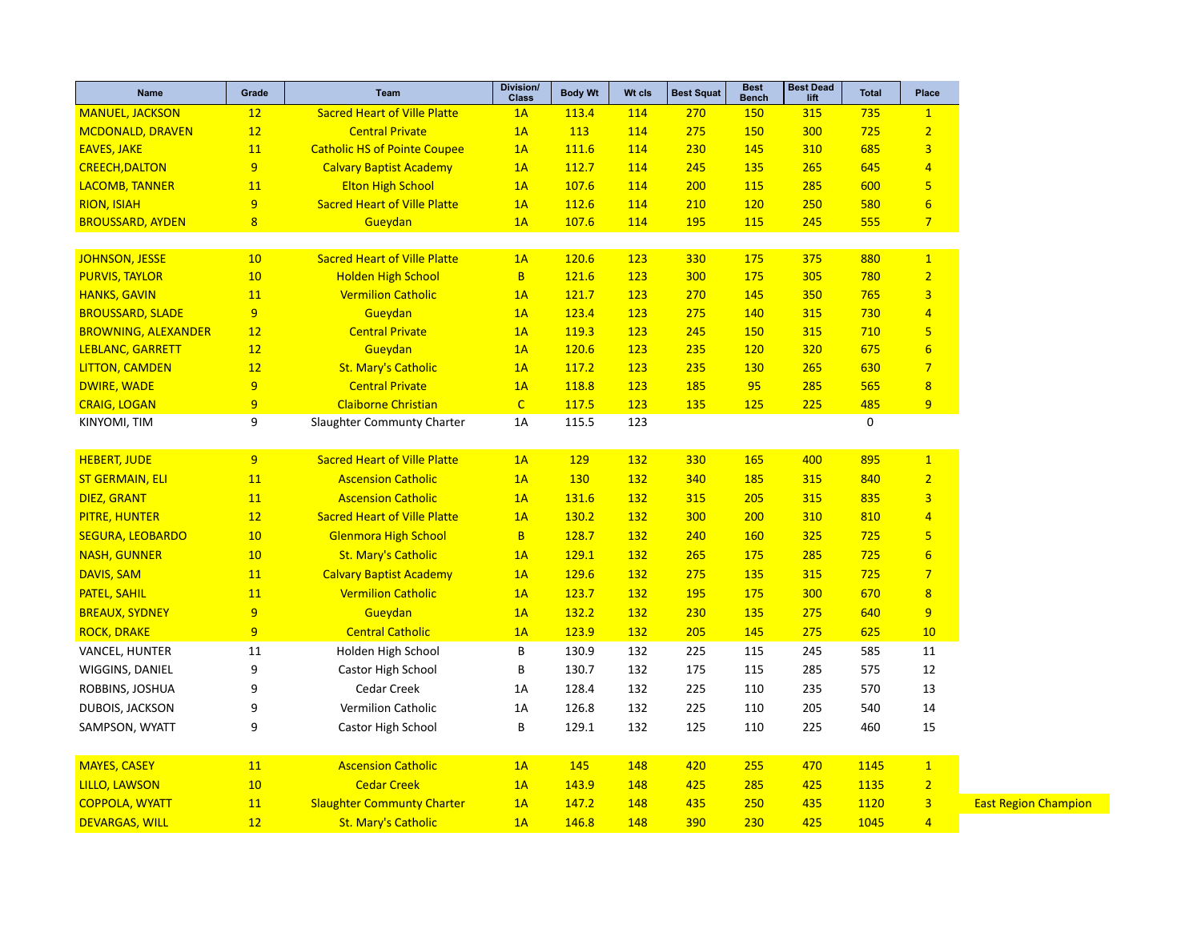| Name | Grade | Team | Division/ Class | Body Wt | Wt cls | Best Squat | Best Bench | Best Dead lift | Total | Place | |
|---|---|---|---|---|---|---|---|---|---|---|---|
| MANUEL, JACKSON | 12 | Sacred Heart of Ville Platte | 1A | 113.4 | 114 | 270 | 150 | 315 | 735 | 1 | |
| MCDONALD, DRAVEN | 12 | Central Private | 1A | 113 | 114 | 275 | 150 | 300 | 725 | 2 | |
| EAVES, JAKE | 11 | Catholic HS of Pointe Coupee | 1A | 111.6 | 114 | 230 | 145 | 310 | 685 | 3 | |
| CREECH,DALTON | 9 | Calvary Baptist Academy | 1A | 112.7 | 114 | 245 | 135 | 265 | 645 | 4 | |
| LACOMB, TANNER | 11 | Elton High School | 1A | 107.6 | 114 | 200 | 115 | 285 | 600 | 5 | |
| RION, ISIAH | 9 | Sacred Heart of Ville Platte | 1A | 112.6 | 114 | 210 | 120 | 250 | 580 | 6 | |
| BROUSSARD, AYDEN | 8 | Gueydan | 1A | 107.6 | 114 | 195 | 115 | 245 | 555 | 7 | |
| | | | | | | | | | | | |
| JOHNSON, JESSE | 10 | Sacred Heart of Ville Platte | 1A | 120.6 | 123 | 330 | 175 | 375 | 880 | 1 | |
| PURVIS, TAYLOR | 10 | Holden High School | B | 121.6 | 123 | 300 | 175 | 305 | 780 | 2 | |
| HANKS, GAVIN | 11 | Vermilion Catholic | 1A | 121.7 | 123 | 270 | 145 | 350 | 765 | 3 | |
| BROUSSARD, SLADE | 9 | Gueydan | 1A | 123.4 | 123 | 275 | 140 | 315 | 730 | 4 | |
| BROWNING, ALEXANDER | 12 | Central Private | 1A | 119.3 | 123 | 245 | 150 | 315 | 710 | 5 | |
| LEBLANC, GARRETT | 12 | Gueydan | 1A | 120.6 | 123 | 235 | 120 | 320 | 675 | 6 | |
| LITTON, CAMDEN | 12 | St. Mary's Catholic | 1A | 117.2 | 123 | 235 | 130 | 265 | 630 | 7 | |
| DWIRE, WADE | 9 | Central Private | 1A | 118.8 | 123 | 185 | 95 | 285 | 565 | 8 | |
| CRAIG, LOGAN | 9 | Claiborne Christian | C | 117.5 | 123 | 135 | 125 | 225 | 485 | 9 | |
| KINYOMI, TIM | 9 | Slaughter Communty Charter | 1A | 115.5 | 123 | | | | 0 | | |
| | | | | | | | | | | | |
| HEBERT, JUDE | 9 | Sacred Heart of Ville Platte | 1A | 129 | 132 | 330 | 165 | 400 | 895 | 1 | |
| ST GERMAIN, ELI | 11 | Ascension Catholic | 1A | 130 | 132 | 340 | 185 | 315 | 840 | 2 | |
| DIEZ, GRANT | 11 | Ascension Catholic | 1A | 131.6 | 132 | 315 | 205 | 315 | 835 | 3 | |
| PITRE, HUNTER | 12 | Sacred Heart of Ville Platte | 1A | 130.2 | 132 | 300 | 200 | 310 | 810 | 4 | |
| SEGURA, LEOBARDO | 10 | Glenmora High School | B | 128.7 | 132 | 240 | 160 | 325 | 725 | 5 | |
| NASH, GUNNER | 10 | St. Mary's Catholic | 1A | 129.1 | 132 | 265 | 175 | 285 | 725 | 6 | |
| DAVIS, SAM | 11 | Calvary Baptist Academy | 1A | 129.6 | 132 | 275 | 135 | 315 | 725 | 7 | |
| PATEL, SAHIL | 11 | Vermilion Catholic | 1A | 123.7 | 132 | 195 | 175 | 300 | 670 | 8 | |
| BREAUX, SYDNEY | 9 | Gueydan | 1A | 132.2 | 132 | 230 | 135 | 275 | 640 | 9 | |
| ROCK, DRAKE | 9 | Central Catholic | 1A | 123.9 | 132 | 205 | 145 | 275 | 625 | 10 | |
| VANCEL, HUNTER | 11 | Holden High School | B | 130.9 | 132 | 225 | 115 | 245 | 585 | 11 | |
| WIGGINS, DANIEL | 9 | Castor High School | B | 130.7 | 132 | 175 | 115 | 285 | 575 | 12 | |
| ROBBINS, JOSHUA | 9 | Cedar Creek | 1A | 128.4 | 132 | 225 | 110 | 235 | 570 | 13 | |
| DUBOIS, JACKSON | 9 | Vermilion Catholic | 1A | 126.8 | 132 | 225 | 110 | 205 | 540 | 14 | |
| SAMPSON, WYATT | 9 | Castor High School | B | 129.1 | 132 | 125 | 110 | 225 | 460 | 15 | |
| | | | | | | | | | | | |
| MAYES, CASEY | 11 | Ascension Catholic | 1A | 145 | 148 | 420 | 255 | 470 | 1145 | 1 | |
| LILLO, LAWSON | 10 | Cedar Creek | 1A | 143.9 | 148 | 425 | 285 | 425 | 1135 | 2 | |
| COPPOLA, WYATT | 11 | Slaughter Communty Charter | 1A | 147.2 | 148 | 435 | 250 | 435 | 1120 | 3 | East Region Champion |
| DEVARGAS, WILL | 12 | St. Mary's Catholic | 1A | 146.8 | 148 | 390 | 230 | 425 | 1045 | 4 | |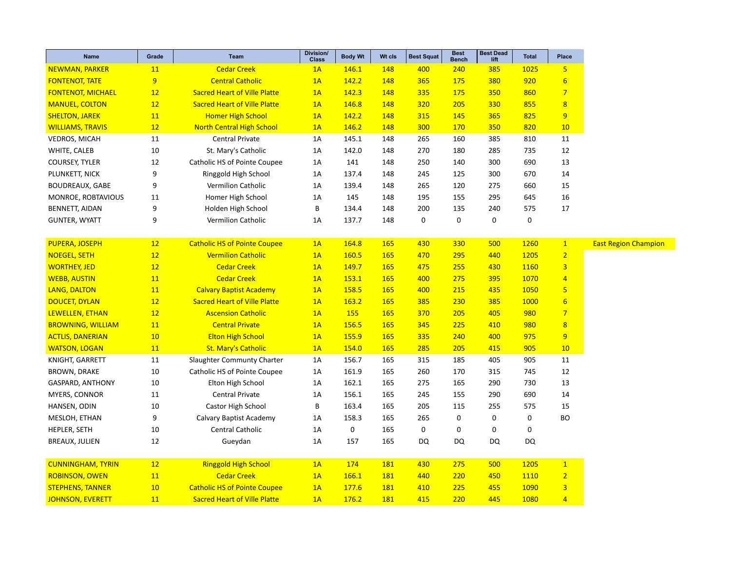| Name | Grade | Team | Division/ Class | Body Wt | Wt cls | Best Squat | Best Bench | Best Dead lift | Total | Place | |
|---|---|---|---|---|---|---|---|---|---|---|---|
| NEWMAN, PARKER | 11 | Cedar Creek | 1A | 146.1 | 148 | 400 | 240 | 385 | 1025 | 5 | |
| FONTENOT, TATE | 9 | Central Catholic | 1A | 142.2 | 148 | 365 | 175 | 380 | 920 | 6 | |
| FONTENOT, MICHAEL | 12 | Sacred Heart of Ville Platte | 1A | 142.3 | 148 | 335 | 175 | 350 | 860 | 7 | |
| MANUEL, COLTON | 12 | Sacred Heart of Ville Platte | 1A | 146.8 | 148 | 320 | 205 | 330 | 855 | 8 | |
| SHELTON, JAREK | 11 | Homer High School | 1A | 142.2 | 148 | 315 | 145 | 365 | 825 | 9 | |
| WILLIAMS, TRAVIS | 12 | North Central High School | 1A | 146.2 | 148 | 300 | 170 | 350 | 820 | 10 | |
| VEDROS, MICAH | 11 | Central Private | 1A | 145.1 | 148 | 265 | 160 | 385 | 810 | 11 | |
| WHITE, CALEB | 10 | St. Mary's Catholic | 1A | 142.0 | 148 | 270 | 180 | 285 | 735 | 12 | |
| COURSEY, TYLER | 12 | Catholic HS of Pointe Coupee | 1A | 141 | 148 | 250 | 140 | 300 | 690 | 13 | |
| PLUNKETT, NICK | 9 | Ringgold High School | 1A | 137.4 | 148 | 245 | 125 | 300 | 670 | 14 | |
| BOUDREAUX, GABE | 9 | Vermilion Catholic | 1A | 139.4 | 148 | 265 | 120 | 275 | 660 | 15 | |
| MONROE, ROBTAVIOUS | 11 | Homer High School | 1A | 145 | 148 | 195 | 155 | 295 | 645 | 16 | |
| BENNETT, AIDAN | 9 | Holden High School | B | 134.4 | 148 | 200 | 135 | 240 | 575 | 17 | |
| GUNTER, WYATT | 9 | Vermilion Catholic | 1A | 137.7 | 148 | 0 | 0 | 0 | 0 | | |
| | | | | | | | | | | | |
| PUPERA, JOSEPH | 12 | Catholic HS of Pointe Coupee | 1A | 164.8 | 165 | 430 | 330 | 500 | 1260 | 1 | East Region Champion |
| NOEGEL, SETH | 12 | Vermilion Catholic | 1A | 160.5 | 165 | 470 | 295 | 440 | 1205 | 2 | |
| WORTHEY, JED | 12 | Cedar Creek | 1A | 149.7 | 165 | 475 | 255 | 430 | 1160 | 3 | |
| WEBB, AUSTIN | 11 | Cedar Creek | 1A | 153.1 | 165 | 400 | 275 | 395 | 1070 | 4 | |
| LANG, DALTON | 11 | Calvary Baptist Academy | 1A | 158.5 | 165 | 400 | 215 | 435 | 1050 | 5 | |
| DOUCET, DYLAN | 12 | Sacred Heart of Ville Platte | 1A | 163.2 | 165 | 385 | 230 | 385 | 1000 | 6 | |
| LEWELLEN, ETHAN | 12 | Ascension Catholic | 1A | 155 | 165 | 370 | 205 | 405 | 980 | 7 | |
| BROWNING, WILLIAM | 11 | Central Private | 1A | 156.5 | 165 | 345 | 225 | 410 | 980 | 8 | |
| ACTLIS, DANERIAN | 10 | Elton High School | 1A | 155.9 | 165 | 335 | 240 | 400 | 975 | 9 | |
| WATSON, LOGAN | 11 | St. Mary's Catholic | 1A | 154.0 | 165 | 285 | 205 | 415 | 905 | 10 | |
| KNIGHT, GARRETT | 11 | Slaughter Commuty Charter | 1A | 156.7 | 165 | 315 | 185 | 405 | 905 | 11 | |
| BROWN, DRAKE | 10 | Catholic HS of Pointe Coupee | 1A | 161.9 | 165 | 260 | 170 | 315 | 745 | 12 | |
| GASPARD, ANTHONY | 10 | Elton High School | 1A | 162.1 | 165 | 275 | 165 | 290 | 730 | 13 | |
| MYERS, CONNOR | 11 | Central Private | 1A | 156.1 | 165 | 245 | 155 | 290 | 690 | 14 | |
| HANSEN, ODIN | 10 | Castor High School | B | 163.4 | 165 | 205 | 115 | 255 | 575 | 15 | |
| MESLOH, ETHAN | 9 | Calvary Baptist Academy | 1A | 158.3 | 165 | 265 | 0 | 0 | 0 | BO | |
| HEPLER, SETH | 10 | Central Catholic | 1A | 0 | 165 | 0 | 0 | 0 | 0 | | |
| BREAUX, JULIEN | 12 | Gueydan | 1A | 157 | 165 | DQ | DQ | DQ | DQ | | |
| | | | | | | | | | | | |
| CUNNINGHAM, TYRIN | 12 | Ringgold High School | 1A | 174 | 181 | 430 | 275 | 500 | 1205 | 1 | |
| ROBINSON, OWEN | 11 | Cedar Creek | 1A | 166.1 | 181 | 440 | 220 | 450 | 1110 | 2 | |
| STEPHENS, TANNER | 10 | Catholic HS of Pointe Coupee | 1A | 177.6 | 181 | 410 | 225 | 455 | 1090 | 3 | |
| JOHNSON, EVERETT | 11 | Sacred Heart of Ville Platte | 1A | 176.2 | 181 | 415 | 220 | 445 | 1080 | 4 | |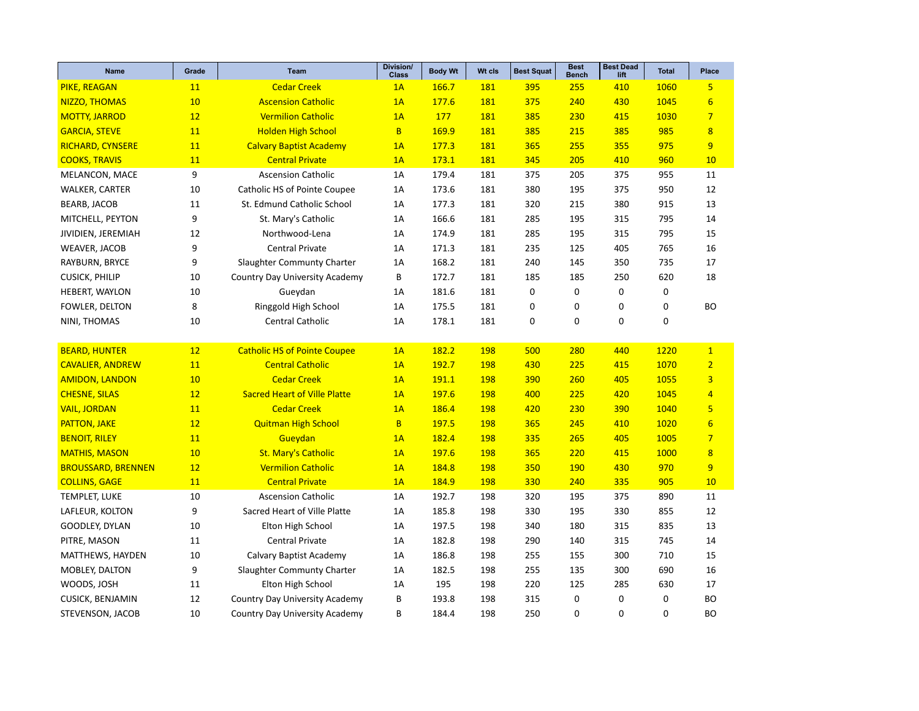| Name | Grade | Team | Division/ Class | Body Wt | Wt cls | Best Squat | Best Bench | Best Dead lift | Total | Place |
|---|---|---|---|---|---|---|---|---|---|---|
| PIKE, REAGAN | 11 | Cedar Creek | 1A | 166.7 | 181 | 395 | 255 | 410 | 1060 | 5 |
| NIZZO, THOMAS | 10 | Ascension Catholic | 1A | 177.6 | 181 | 375 | 240 | 430 | 1045 | 6 |
| MOTTY, JARROD | 12 | Vermilion Catholic | 1A | 177 | 181 | 385 | 230 | 415 | 1030 | 7 |
| GARCIA, STEVE | 11 | Holden High School | B | 169.9 | 181 | 385 | 215 | 385 | 985 | 8 |
| RICHARD, CYNSERE | 11 | Calvary Baptist Academy | 1A | 177.3 | 181 | 365 | 255 | 355 | 975 | 9 |
| COOKS, TRAVIS | 11 | Central Private | 1A | 173.1 | 181 | 345 | 205 | 410 | 960 | 10 |
| MELANCON, MACE | 9 | Ascension Catholic | 1A | 179.4 | 181 | 375 | 205 | 375 | 955 | 11 |
| WALKER, CARTER | 10 | Catholic HS of Pointe Coupee | 1A | 173.6 | 181 | 380 | 195 | 375 | 950 | 12 |
| BEARB, JACOB | 11 | St. Edmund Catholic School | 1A | 177.3 | 181 | 320 | 215 | 380 | 915 | 13 |
| MITCHELL, PEYTON | 9 | St. Mary's Catholic | 1A | 166.6 | 181 | 285 | 195 | 315 | 795 | 14 |
| JIVIDIEN, JEREMIAH | 12 | Northwood-Lena | 1A | 174.9 | 181 | 285 | 195 | 315 | 795 | 15 |
| WEAVER, JACOB | 9 | Central Private | 1A | 171.3 | 181 | 235 | 125 | 405 | 765 | 16 |
| RAYBURN, BRYCE | 9 | Slaughter Community Charter | 1A | 168.2 | 181 | 240 | 145 | 350 | 735 | 17 |
| CUSICK, PHILIP | 10 | Country Day University Academy | B | 172.7 | 181 | 185 | 185 | 250 | 620 | 18 |
| HEBERT, WAYLON | 10 | Gueydan | 1A | 181.6 | 181 | 0 | 0 | 0 | 0 | |
| FOWLER, DELTON | 8 | Ringgold High School | 1A | 175.5 | 181 | 0 | 0 | 0 | 0 | BO |
| NINI, THOMAS | 10 | Central Catholic | 1A | 178.1 | 181 | 0 | 0 | 0 | 0 | |
| | | | | | | | | | | |
| BEARD, HUNTER | 12 | Catholic HS of Pointe Coupee | 1A | 182.2 | 198 | 500 | 280 | 440 | 1220 | 1 |
| CAVALIER, ANDREW | 11 | Central Catholic | 1A | 192.7 | 198 | 430 | 225 | 415 | 1070 | 2 |
| AMIDON, LANDON | 10 | Cedar Creek | 1A | 191.1 | 198 | 390 | 260 | 405 | 1055 | 3 |
| CHESNE, SILAS | 12 | Sacred Heart of Ville Platte | 1A | 197.6 | 198 | 400 | 225 | 420 | 1045 | 4 |
| VAIL, JORDAN | 11 | Cedar Creek | 1A | 186.4 | 198 | 420 | 230 | 390 | 1040 | 5 |
| PATTON, JAKE | 12 | Quitman High School | B | 197.5 | 198 | 365 | 245 | 410 | 1020 | 6 |
| BENOIT, RILEY | 11 | Gueydan | 1A | 182.4 | 198 | 335 | 265 | 405 | 1005 | 7 |
| MATHIS, MASON | 10 | St. Mary's Catholic | 1A | 197.6 | 198 | 365 | 220 | 415 | 1000 | 8 |
| BROUSSARD, BRENNEN | 12 | Vermilion Catholic | 1A | 184.8 | 198 | 350 | 190 | 430 | 970 | 9 |
| COLLINS, GAGE | 11 | Central Private | 1A | 184.9 | 198 | 330 | 240 | 335 | 905 | 10 |
| TEMPLET, LUKE | 10 | Ascension Catholic | 1A | 192.7 | 198 | 320 | 195 | 375 | 890 | 11 |
| LAFLEUR, KOLTON | 9 | Sacred Heart of Ville Platte | 1A | 185.8 | 198 | 330 | 195 | 330 | 855 | 12 |
| GOODLEY, DYLAN | 10 | Elton High School | 1A | 197.5 | 198 | 340 | 180 | 315 | 835 | 13 |
| PITRE, MASON | 11 | Central Private | 1A | 182.8 | 198 | 290 | 140 | 315 | 745 | 14 |
| MATTHEWS, HAYDEN | 10 | Calvary Baptist Academy | 1A | 186.8 | 198 | 255 | 155 | 300 | 710 | 15 |
| MOBLEY, DALTON | 9 | Slaughter Community Charter | 1A | 182.5 | 198 | 255 | 135 | 300 | 690 | 16 |
| WOODS, JOSH | 11 | Elton High School | 1A | 195 | 198 | 220 | 125 | 285 | 630 | 17 |
| CUSICK, BENJAMIN | 12 | Country Day University Academy | B | 193.8 | 198 | 315 | 0 | 0 | 0 | BO |
| STEVENSON, JACOB | 10 | Country Day University Academy | B | 184.4 | 198 | 250 | 0 | 0 | 0 | BO |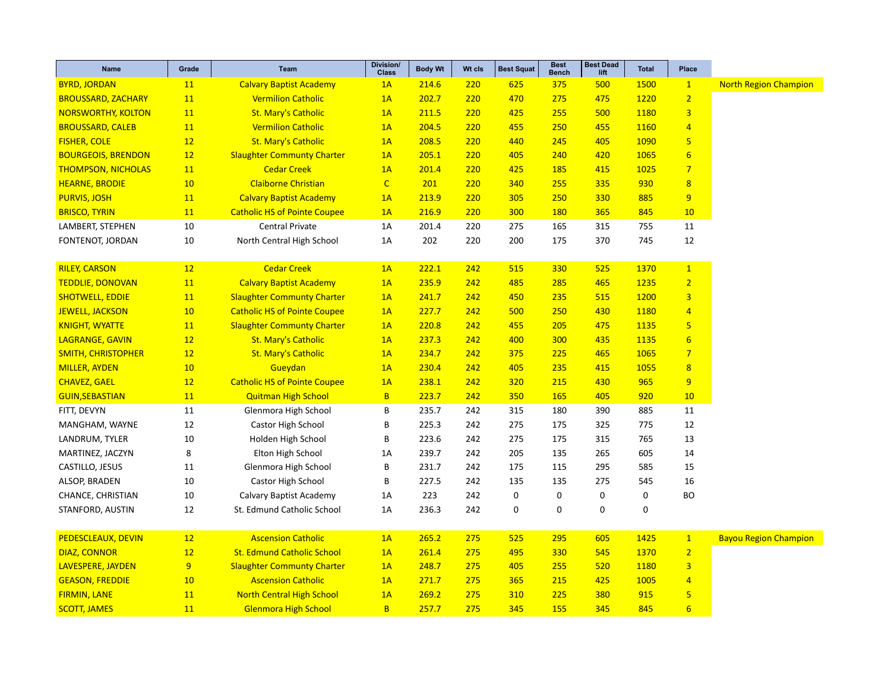| Name | Grade | Team | Division/ Class | Body Wt | Wt cls | Best Squat | Best Bench | Best Dead lift | Total | Place | |
|---|---|---|---|---|---|---|---|---|---|---|---|
| BYRD, JORDAN | 11 | Calvary Baptist Academy | 1A | 214.6 | 220 | 625 | 375 | 500 | 1500 | 1 | North Region Champion |
| BROUSSARD, ZACHARY | 11 | Vermilion Catholic | 1A | 202.7 | 220 | 470 | 275 | 475 | 1220 | 2 | |
| NORSWORTHY, KOLTON | 11 | St. Mary's Catholic | 1A | 211.5 | 220 | 425 | 255 | 500 | 1180 | 3 | |
| BROUSSARD, CALEB | 11 | Vermilion Catholic | 1A | 204.5 | 220 | 455 | 250 | 455 | 1160 | 4 | |
| FISHER, COLE | 12 | St. Mary's Catholic | 1A | 208.5 | 220 | 440 | 245 | 405 | 1090 | 5 | |
| BOURGEOIS, BRENDON | 12 | Slaughter Communty Charter | 1A | 205.1 | 220 | 405 | 240 | 420 | 1065 | 6 | |
| THOMPSON, NICHOLAS | 11 | Cedar Creek | 1A | 201.4 | 220 | 425 | 185 | 415 | 1025 | 7 | |
| HEARNE, BRODIE | 10 | Claiborne Christian | C | 201 | 220 | 340 | 255 | 335 | 930 | 8 | |
| PURVIS, JOSH | 11 | Calvary Baptist Academy | 1A | 213.9 | 220 | 305 | 250 | 330 | 885 | 9 | |
| BRISCO, TYRIN | 11 | Catholic HS of Pointe Coupee | 1A | 216.9 | 220 | 300 | 180 | 365 | 845 | 10 | |
| LAMBERT, STEPHEN | 10 | Central Private | 1A | 201.4 | 220 | 275 | 165 | 315 | 755 | 11 | |
| FONTENOT, JORDAN | 10 | North Central High School | 1A | 202 | 220 | 200 | 175 | 370 | 745 | 12 | |
| | | | | | | | | | | | |
| RILEY, CARSON | 12 | Cedar Creek | 1A | 222.1 | 242 | 515 | 330 | 525 | 1370 | 1 | |
| TEDDLIE, DONOVAN | 11 | Calvary Baptist Academy | 1A | 235.9 | 242 | 485 | 285 | 465 | 1235 | 2 | |
| SHOTWELL, EDDIE | 11 | Slaughter Communty Charter | 1A | 241.7 | 242 | 450 | 235 | 515 | 1200 | 3 | |
| JEWELL, JACKSON | 10 | Catholic HS of Pointe Coupee | 1A | 227.7 | 242 | 500 | 250 | 430 | 1180 | 4 | |
| KNIGHT, WYATTE | 11 | Slaughter Communty Charter | 1A | 220.8 | 242 | 455 | 205 | 475 | 1135 | 5 | |
| LAGRANGE, GAVIN | 12 | St. Mary's Catholic | 1A | 237.3 | 242 | 400 | 300 | 435 | 1135 | 6 | |
| SMITH, CHRISTOPHER | 12 | St. Mary's Catholic | 1A | 234.7 | 242 | 375 | 225 | 465 | 1065 | 7 | |
| MILLER, AYDEN | 10 | Gueydan | 1A | 230.4 | 242 | 405 | 235 | 415 | 1055 | 8 | |
| CHAVEZ, GAEL | 12 | Catholic HS of Pointe Coupee | 1A | 238.1 | 242 | 320 | 215 | 430 | 965 | 9 | |
| GUIN,SEBASTIAN | 11 | Quitman High School | B | 223.7 | 242 | 350 | 165 | 405 | 920 | 10 | |
| FITT, DEVYN | 11 | Glenmora High School | B | 235.7 | 242 | 315 | 180 | 390 | 885 | 11 | |
| MANGHAM, WAYNE | 12 | Castor High School | B | 225.3 | 242 | 275 | 175 | 325 | 775 | 12 | |
| LANDRUM, TYLER | 10 | Holden High School | B | 223.6 | 242 | 275 | 175 | 315 | 765 | 13 | |
| MARTINEZ, JACZYN | 8 | Elton High School | 1A | 239.7 | 242 | 205 | 135 | 265 | 605 | 14 | |
| CASTILLO, JESUS | 11 | Glenmora High School | B | 231.7 | 242 | 175 | 115 | 295 | 585 | 15 | |
| ALSOP, BRADEN | 10 | Castor High School | B | 227.5 | 242 | 135 | 135 | 275 | 545 | 16 | |
| CHANCE, CHRISTIAN | 10 | Calvary Baptist Academy | 1A | 223 | 242 | 0 | 0 | 0 | 0 | BO | |
| STANFORD, AUSTIN | 12 | St. Edmund Catholic School | 1A | 236.3 | 242 | 0 | 0 | 0 | 0 | | |
| | | | | | | | | | | | |
| PEDESCLEAUX, DEVIN | 12 | Ascension Catholic | 1A | 265.2 | 275 | 525 | 295 | 605 | 1425 | 1 | Bayou Region Champion |
| DIAZ, CONNOR | 12 | St. Edmund Catholic School | 1A | 261.4 | 275 | 495 | 330 | 545 | 1370 | 2 | |
| LAVESPERE, JAYDEN | 9 | Slaughter Communty Charter | 1A | 248.7 | 275 | 405 | 255 | 520 | 1180 | 3 | |
| GEASON, FREDDIE | 10 | Ascension Catholic | 1A | 271.7 | 275 | 365 | 215 | 425 | 1005 | 4 | |
| FIRMIN, LANE | 11 | North Central High School | 1A | 269.2 | 275 | 310 | 225 | 380 | 915 | 5 | |
| SCOTT, JAMES | 11 | Glenmora High School | B | 257.7 | 275 | 345 | 155 | 345 | 845 | 6 | |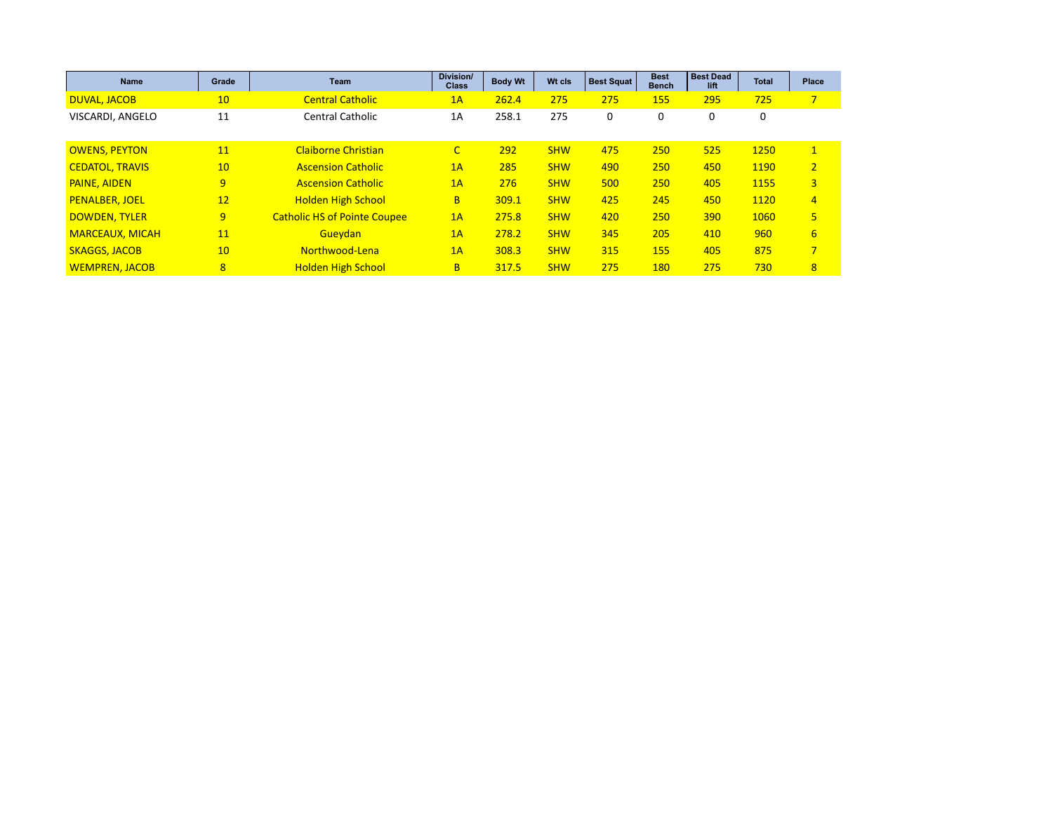| Name | Grade | Team | Division/ Class | Body Wt | Wt cls | Best Squat | Best Bench | Best Dead lift | Total | Place |
|---|---|---|---|---|---|---|---|---|---|---|
| DUVAL, JACOB | 10 | Central Catholic | 1A | 262.4 | 275 | 275 | 155 | 295 | 725 | 7 |
| VISCARDI, ANGELO | 11 | Central Catholic | 1A | 258.1 | 275 | 0 | 0 | 0 | 0 | |
| | | | | | | | | | | |
| OWENS, PEYTON | 11 | Claiborne Christian | C | 292 | SHW | 475 | 250 | 525 | 1250 | 1 |
| CEDATOL, TRAVIS | 10 | Ascension Catholic | 1A | 285 | SHW | 490 | 250 | 450 | 1190 | 2 |
| PAINE, AIDEN | 9 | Ascension Catholic | 1A | 276 | SHW | 500 | 250 | 405 | 1155 | 3 |
| PENALBER, JOEL | 12 | Holden High School | B | 309.1 | SHW | 425 | 245 | 450 | 1120 | 4 |
| DOWDEN, TYLER | 9 | Catholic HS of Pointe Coupee | 1A | 275.8 | SHW | 420 | 250 | 390 | 1060 | 5 |
| MARCEAUX, MICAH | 11 | Gueydan | 1A | 278.2 | SHW | 345 | 205 | 410 | 960 | 6 |
| SKAGGS, JACOB | 10 | Northwood-Lena | 1A | 308.3 | SHW | 315 | 155 | 405 | 875 | 7 |
| WEMPREN, JACOB | 8 | Holden High School | B | 317.5 | SHW | 275 | 180 | 275 | 730 | 8 |